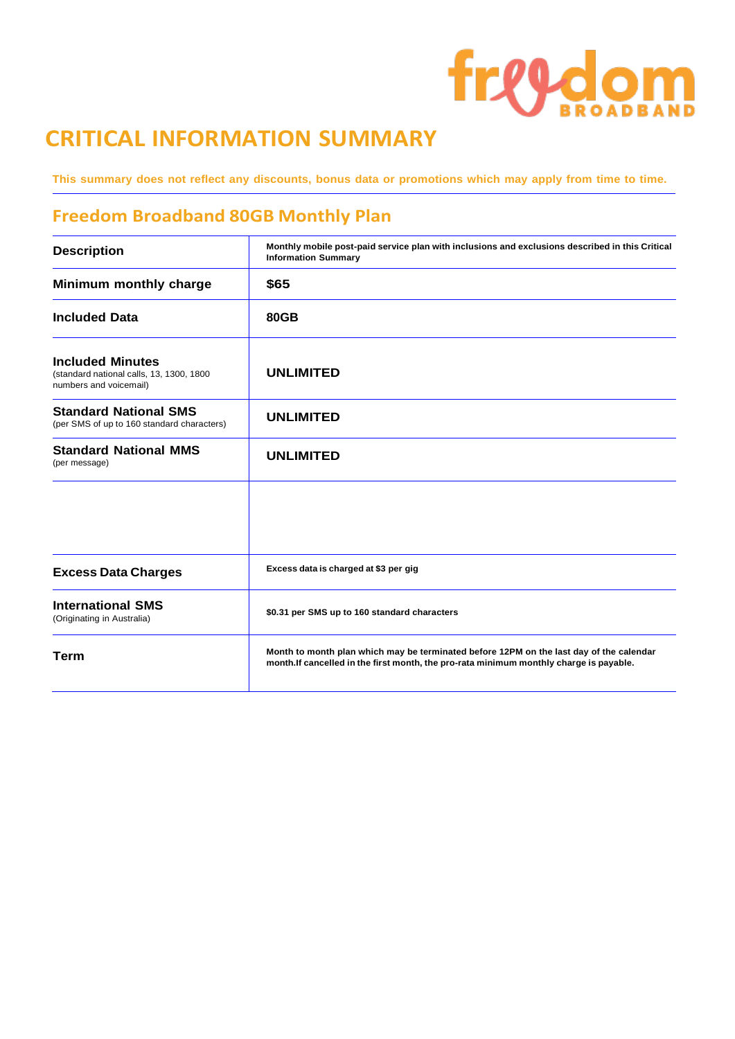# CRITICAL INFORMATION SUMMARY

**This summary does not reflect any discounts, bonus data or promotions which may apply from time to time.**

## Freedom Broadband 80GB Monthly Plan

| | |
|---|---|
| **Description** | **Monthly mobile post-paid service plan with inclusions and exclusions described in this Critical Information Summary** |
| **Minimum monthly charge** | **$65** |
| **Included Data** | **80GB** |
| **Included Minutes** (standard national calls, 13, 1300, 1800 numbers and voicemail) | **UNLIMITED** |
| **Standard National SMS** (per SMS of up to 160 standard characters) | **UNLIMITED** |
| **Standard National MMS** (per message) | **UNLIMITED** |
| | |
| **Excess Data Charges** | **Excess data is charged at $3 per gig** |
| **International SMS** (Originating in Australia) | **$0.31 per SMS up to 160 standard characters** |
| **Term** | **Month to month plan which may be terminated before 12PM on the last day of the calendar month.If cancelled in the first month, the pro-rata minimum monthly charge is payable.** |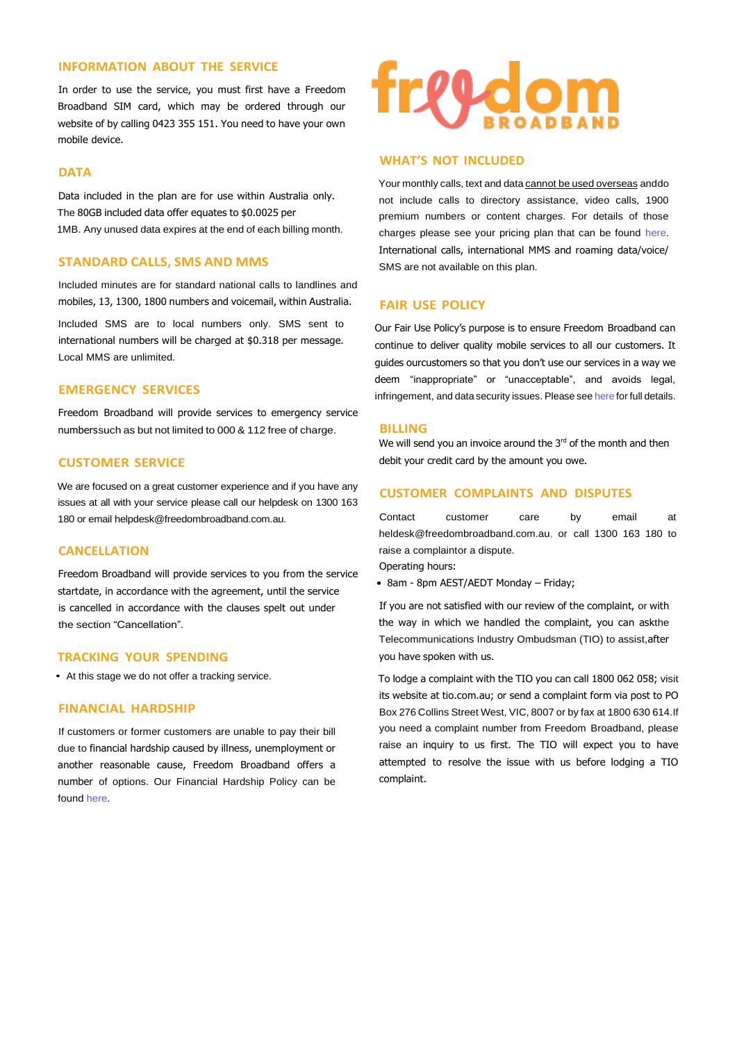## INFORMATION ABOUT THE SERVICE

In order to use the service, you must first have a Freedom Broadband SIM card, which may be ordered through our website of by calling 0423 355 151. You need to have your own mobile device.

## DATA

Data included in the plan are for use within Australia only. The 80GB included data offer equates to $0.0025 per 1MB. Any unused data expires at the end of each billing month.

## STANDARD CALLS, SMS AND MMS

Included minutes are for standard national calls to landlines and mobiles, 13, 1300, 1800 numbers and voicemail, within Australia.

Included SMS are to local numbers only. SMS sent to international numbers will be charged at $0.318 per message. Local MMS are unlimited.

## EMERGENCY SERVICES

Freedom Broadband will provide services to emergency service numberssuch as but not limited to 000 & 112 free of charge.

## CUSTOMER SERVICE

We are focused on a great customer experience and if you have any issues at all with your service please call our helpdesk on 1300 163 180 or email helpdesk@freedombroadband.com.au.

## CANCELLATION

Freedom Broadband will provide services to you from the service startdate, in accordance with the agreement, until the service is cancelled in accordance with the clauses spelt out under the section "Cancellation".

## TRACKING YOUR SPENDING

- At this stage we do not offer a tracking service.

## FINANCIAL HARDSHIP

If customers or former customers are unable to pay their bill due to financial hardship caused by illness, unemployment or another reasonable cause, Freedom Broadband offers a number of options. Our Financial Hardship Policy can be found here.

freedom BROADBAND

## WHAT'S NOT INCLUDED

Your monthly calls, text and data cannot be used overseas anddo not include calls to directory assistance, video calls, 1900 premium numbers or content charges. For details of those charges please see your pricing plan that can be found here. International calls, international MMS and roaming data/voice/ SMS are not available on this plan.

## FAIR USE POLICY

Our Fair Use Policy's purpose is to ensure Freedom Broadband can continue to deliver quality mobile services to all our customers. It guides ourcustomers so that you don't use our services in a way we deem "inappropriate" or "unacceptable", and avoids legal, infringement, and data security issues. Please see here for full details.

## BILLING

We will send you an invoice around the 3rd of the month and then debit your credit card by the amount you owe.

## CUSTOMER COMPLAINTS AND DISPUTES

Contact customer care by email at heldesk@freedombroadband.com.au, or call 1300 163 180 to raise a complaintor a dispute.

Operating hours:

- 8am - 8pm AEST/AEDT Monday – Friday;

If you are not satisfied with our review of the complaint, or with the way in which we handled the complaint, you can askthe Telecommunications Industry Ombudsman (TIO) to assist,after you have spoken with us.

To lodge a complaint with the TIO you can call 1800 062 058; visit its website at tio.com.au; or send a complaint form via post to PO Box 276 Collins Street West, VIC, 8007 or by fax at 1800 630 614.If you need a complaint number from Freedom Broadband, please raise an inquiry to us first. The TIO will expect you to have attempted to resolve the issue with us before lodging a TIO complaint.